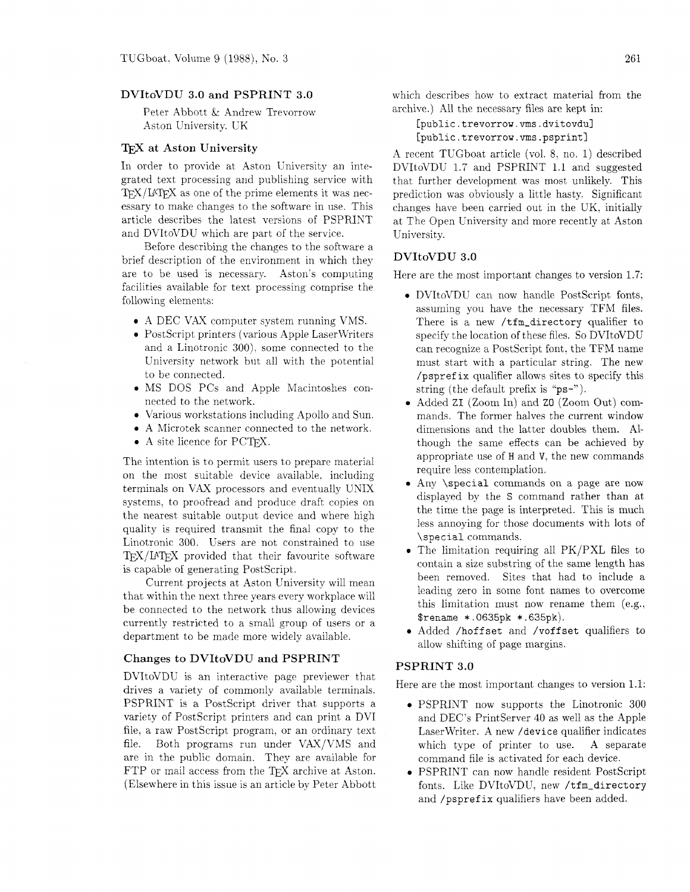## DVItoVDU 3.0 and PSPRINT 3.0

Peter Abbott & Andrew Trevorrow
Aston University, UK

### TeX at Aston University

In order to provide at Aston University an integrated text processing and publishing service with TeX/LaTeX as one of the prime elements it was necessary to make changes to the software in use. This article describes the latest versions of PSPRINT and DVItoVDU which are part of the service.

Before describing the changes to the software a brief description of the environment in which they are to be used is necessary. Aston's computing facilities available for text processing comprise the following elements:

- A DEC VAX computer system running VMS.
- PostScript printers (various Apple LaserWriters and a Linotronic 300), some connected to the University network but all with the potential to be connected.
- MS DOS PCs and Apple Macintoshes connected to the network.
- Various workstations including Apollo and Sun.
- A Microtek scanner connected to the network.
- A site licence for PCTeX.

The intention is to permit users to prepare material on the most suitable device available, including terminals on VAX processors and eventually UNIX systems, to proofread and produce draft copies on the nearest suitable output device and where high quality is required transmit the final copy to the Linotronic 300. Users are not constrained to use TeX/LaTeX provided that their favourite software is capable of generating PostScript.

Current projects at Aston University will mean that within the next three years every workplace will be connected to the network thus allowing devices currently restricted to a small group of users or a department to be made more widely available.

### Changes to DVItoVDU and PSPRINT

DVItoVDU is an interactive page previewer that drives a variety of commonly available terminals. PSPRINT is a PostScript driver that supports a variety of PostScript printers and can print a DVI file, a raw PostScript program, or an ordinary text file. Both programs run under VAX/VMS and are in the public domain. They are available for FTP or mail access from the TeX archive at Aston. (Elsewhere in this issue is an article by Peter Abbott which describes how to extract material from the archive.) All the necessary files are kept in:

```
[public.trevorrow.vms.dvitovdu]
[public.trevorrow.vms.psprint]
```

A recent TUGboat article (vol. 8, no. 1) described DVItoVDU 1.7 and PSPRINT 1.1 and suggested that further development was most unlikely. This prediction was obviously a little hasty. Significant changes have been carried out in the UK, initially at The Open University and more recently at Aston University.

### DVItoVDU 3.0

Here are the most important changes to version 1.7:

- DVItoVDU can now handle PostScript fonts, assuming you have the necessary TFM files. There is a new `/tfm_directory` qualifier to specify the location of these files. So DVItoVDU can recognize a PostScript font, the TFM name must start with a particular string. The new `/psprefix` qualifier allows sites to specify this string (the default prefix is "ps-").
- Added `ZI` (Zoom In) and `ZO` (Zoom Out) commands. The former halves the current window dimensions and the latter doubles them. Although the same effects can be achieved by appropriate use of `H` and `V`, the new commands require less contemplation.
- Any `\special` commands on a page are now displayed by the `S` command rather than at the time the page is interpreted. This is much less annoying for those documents with lots of `\special` commands.
- The limitation requiring all PK/PXL files to contain a size substring of the same length has been removed. Sites that had to include a leading zero in some font names to overcome this limitation must now rename them (e.g., `$rename *.0635pk *.635pk`).
- Added `/hoffset` and `/voffset` qualifiers to allow shifting of page margins.

### PSPRINT 3.0

Here are the most important changes to version 1.1:

- PSPRINT now supports the Linotronic 300 and DEC's PrintServer 40 as well as the Apple LaserWriter. A new `/device` qualifier indicates which type of printer to use. A separate command file is activated for each device.
- PSPRINT can now handle resident PostScript fonts. Like DVItoVDU, new `/tfm_directory` and `/psprefix` qualifiers have been added.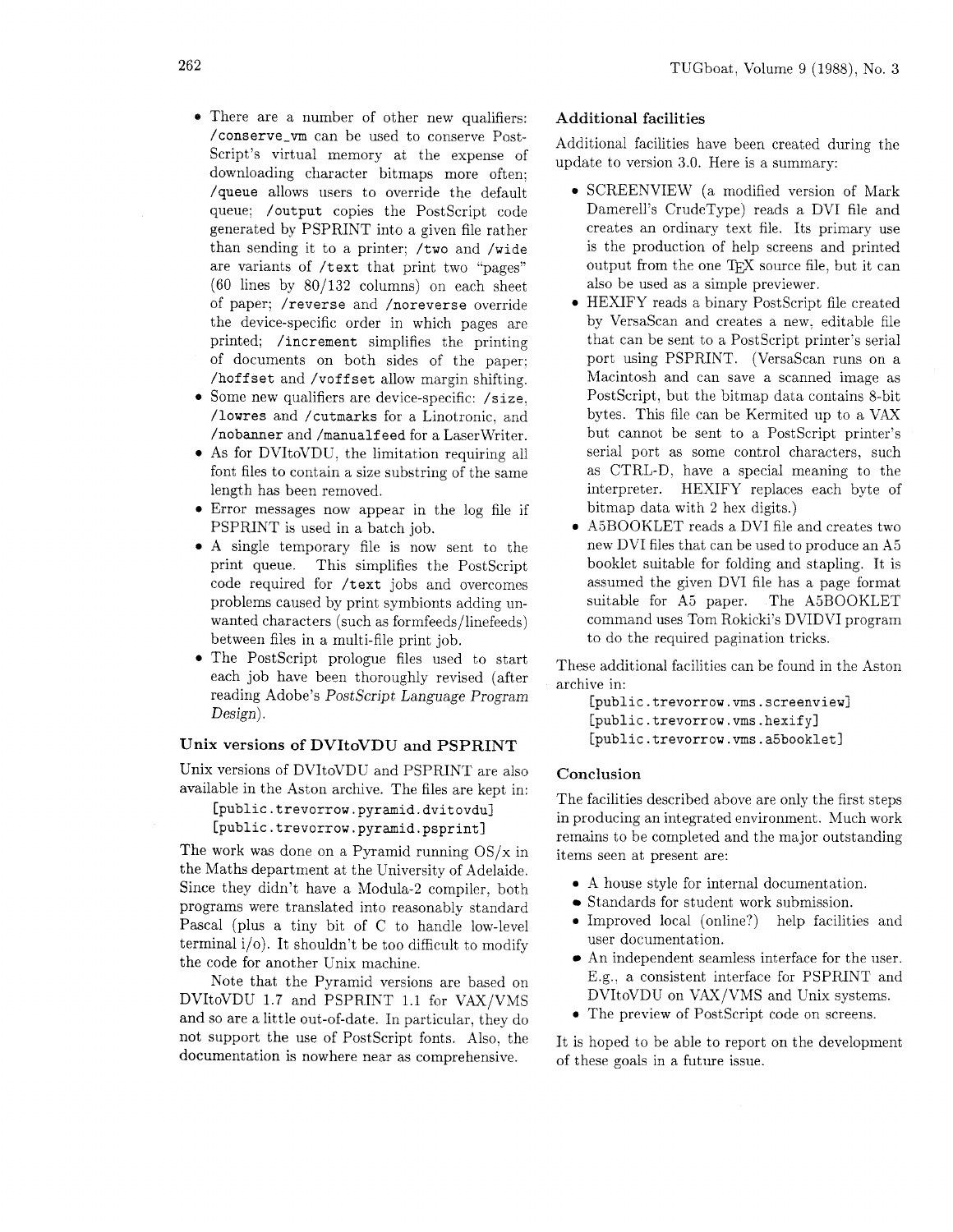- There are a number of other new qualifiers: `/conserve_vm` can be used to conserve PostScript's virtual memory at the expense of downloading character bitmaps more often; `/queue` allows users to override the default queue; `/output` copies the PostScript code generated by PSPRINT into a given file rather than sending it to a printer; `/two` and `/wide` are variants of `/text` that print two "pages" (60 lines by 80/132 columns) on each sheet of paper; `/reverse` and `/noreverse` override the device-specific order in which pages are printed; `/increment` simplifies the printing of documents on both sides of the paper; `/hoffset` and `/voffset` allow margin shifting.
- Some new qualifiers are device-specific: `/size`, `/lowres` and `/cutmarks` for a Linotronic, and `/nobanner` and `/manualfeed` for a LaserWriter.
- As for DVItoVDU, the limitation requiring all font files to contain a size substring of the same length has been removed.
- Error messages now appear in the log file if PSPRINT is used in a batch job.
- A single temporary file is now sent to the print queue. This simplifies the PostScript code required for `/text` jobs and overcomes problems caused by print symbionts adding unwanted characters (such as formfeeds/linefeeds) between files in a multi-file print job.
- The PostScript prologue files used to start each job have been thoroughly revised (after reading Adobe's *PostScript Language Program Design*).

### Unix versions of DVItoVDU and PSPRINT

Unix versions of DVItoVDU and PSPRINT are also available in the Aston archive. The files are kept in:

```
[public.trevorrow.pyramid.dvitovdu]
[public.trevorrow.pyramid.psprint]
```

The work was done on a Pyramid running OS/x in the Maths department at the University of Adelaide. Since they didn't have a Modula-2 compiler, both programs were translated into reasonably standard Pascal (plus a tiny bit of C to handle low-level terminal i/o). It shouldn't be too difficult to modify the code for another Unix machine.

Note that the Pyramid versions are based on DVItoVDU 1.7 and PSPRINT 1.1 for VAX/VMS and so are a little out-of-date. In particular, they do not support the use of PostScript fonts. Also, the documentation is nowhere near as comprehensive.

### Additional facilities

Additional facilities have been created during the update to version 3.0. Here is a summary:

- SCREENVIEW (a modified version of Mark Damerell's CrudeType) reads a DVI file and creates an ordinary text file. Its primary use is the production of help screens and printed output from the one TeX source file, but it can also be used as a simple previewer.
- HEXIFY reads a binary PostScript file created by VersaScan and creates a new, editable file that can be sent to a PostScript printer's serial port using PSPRINT. (VersaScan runs on a Macintosh and can save a scanned image as PostScript, but the bitmap data contains 8-bit bytes. This file can be Kermited up to a VAX but cannot be sent to a PostScript printer's serial port as some control characters, such as CTRL-D, have a special meaning to the interpreter. HEXIFY replaces each byte of bitmap data with 2 hex digits.)
- A5BOOKLET reads a DVI file and creates two new DVI files that can be used to produce an A5 booklet suitable for folding and stapling. It is assumed the given DVI file has a page format suitable for A5 paper. The A5BOOKLET command uses Tom Rokicki's DVIDVI program to do the required pagination tricks.

These additional facilities can be found in the Aston archive in:

```
[public.trevorrow.vms.screenview]
[public.trevorrow.vms.hexify]
[public.trevorrow.vms.a5booklet]
```

### Conclusion

The facilities described above are only the first steps in producing an integrated environment. Much work remains to be completed and the major outstanding items seen at present are:

- A house style for internal documentation.
- Standards for student work submission.
- Improved local (online?) help facilities and user documentation.
- An independent seamless interface for the user. E.g., a consistent interface for PSPRINT and DVItoVDU on VAX/VMS and Unix systems.
- The preview of PostScript code on screens.

It is hoped to be able to report on the development of these goals in a future issue.